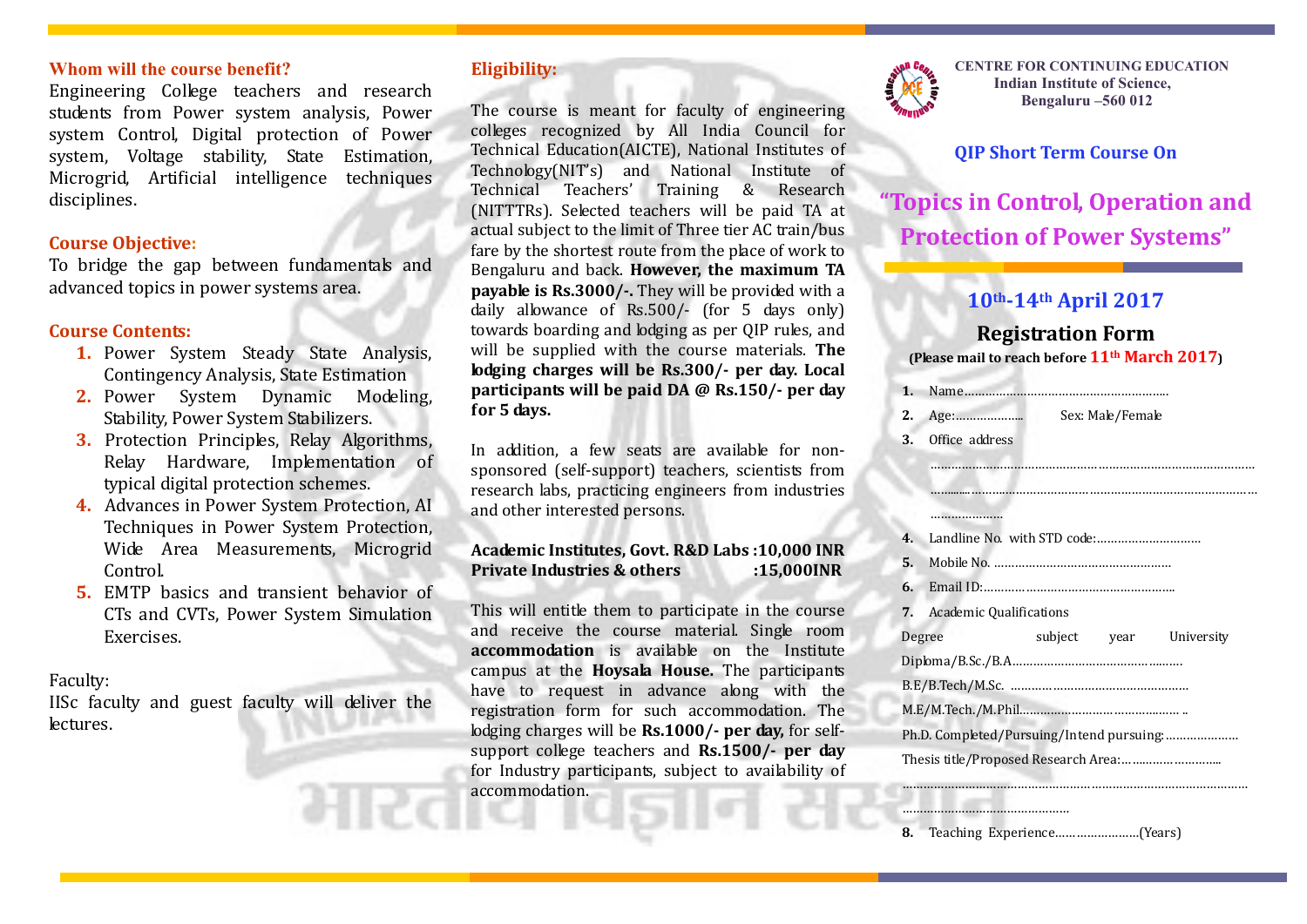### Whom will the course benefit?

Engineering College teachers and research students from Power system analysis, Power system Control, Digital protection of Power system, Voltage stability, State Estimation, Microgrid, Artificial intelligence techniques disciplines.

### Course Objective:

To bridge the gap between fundamentals and advanced topics in power systems area.

### Course Contents:

1. Power System Steady State Analysis, Contingency Analysis, State Estimation
2. Power System Dynamic Modeling, Stability, Power System Stabilizers.
3. Protection Principles, Relay Algorithms, Relay Hardware, Implementation of typical digital protection schemes.
4. Advances in Power System Protection, AI Techniques in Power System Protection, Wide Area Measurements, Microgrid Control.
5. EMTP basics and transient behavior of CTs and CVTs, Power System Simulation Exercises.

Faculty:

IISc faculty and guest faculty will deliver the lectures.

### Eligibility:

The course is meant for faculty of engineering colleges recognized by All India Council for Technical Education(AICTE), National Institutes of Technology(NIT's) and National Institute of Technical Teachers' Training & Research (NITTTRs). Selected teachers will be paid TA at actual subject to the limit of Three tier AC train/bus fare by the shortest route from the place of work to Bengaluru and back. **However, the maximum TA payable is Rs.3000/-.** They will be provided with a daily allowance of Rs.500/- (for 5 days only) towards boarding and lodging as per QIP rules, and will be supplied with the course materials. **The lodging charges will be Rs.300/- per day. Local participants will be paid DA @ Rs.150/- per day for 5 days.**

In addition, a few seats are available for non-sponsored (self-support) teachers, scientists from research labs, practicing engineers from industries and other interested persons.

**Academic Institutes, Govt. R&D Labs :10,000 INR**
**Private Industries & others :15,000INR**

This will entitle them to participate in the course and receive the course material. Single room **accommodation** is available on the Institute campus at the **Hoysala House.** The participants have to request in advance along with the registration form for such accommodation. The lodging charges will be **Rs.1000/- per day,** for self-support college teachers and **Rs.1500/- per day** for Industry participants, subject to availability of accommodation.

**CENTRE FOR CONTINUING EDUCATION**
**Indian Institute of Science,**
**Bengaluru –560 012**

**QIP Short Term Course On**

## "Topics in Control, Operation and Protection of Power Systems"

## 10th-14th April 2017

## Registration Form

**(Please mail to reach before 11th March 2017)**

1. Name…………………………………………………
2. Age:……………….. Sex: Male/Female
3. Office address
   ……………………………………………………………………………
   ……………………………………………………………………………
   …………………
4. Landline No. with STD code:…………………………
5. Mobile No. ……………………………………………
6. Email ID:………………………………………………
7. Academic Qualifications

Degree subject year University

Diploma/B.Sc./B.A…………………………………………

B.E/B.Tech/M.Sc. ……………………………………………

M.E/M.Tech./M.Phil……………………………………… ..

Ph.D. Completed/Pursuing/Intend pursuing:…………………

Thesis title/Proposed Research Area:………………………..

……………………………………………………………………………
…………………………………………

8. Teaching Experience……………………(Years)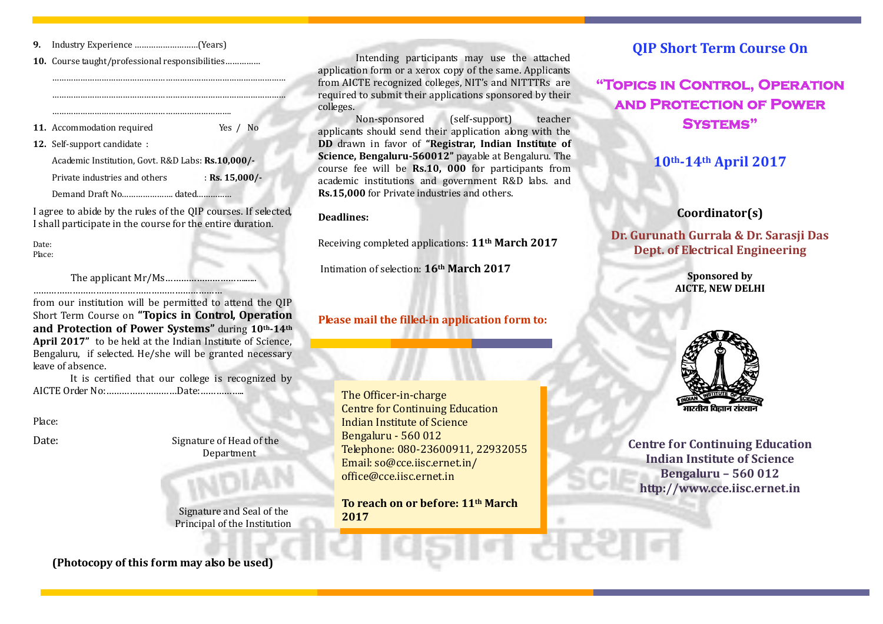**9.** Industry Experience ………………………(Years)

**10.** Course taught/professional responsibilities……………

…………………………………………………………………………………

…………………………………………………………………………………

…………………………………………………………………

**11.** Accommodation required Yes / No

**12.** Self-support candidate :

Academic Institution, Govt. R&D Labs: **Rs.10,000/-**

Private industries and others : **Rs. 15,000/-**

Demand Draft No…………………. dated……………

I agree to abide by the rules of the QIP courses. If selected, I shall participate in the course for the entire duration.

Date:
Place:

The applicant Mr/Ms……………………………

…………………………………………………………………

from our institution will be permitted to attend the QIP Short Term Course on **"Topics in Control, Operation and Protection of Power Systems"** during **10th-14th April 2017"** to be held at the Indian Institute of Science, Bengaluru, if selected. He/she will be granted necessary leave of absence.

It is certified that our college is recognized by AICTE Order No:………………………Date:……………..

Place:

Date:

Signature of Head of the Department

Signature and Seal of the Principal of the Institution

**(Photocopy of this form may also be used)**

Intending participants may use the attached application form or a xerox copy of the same. Applicants from AICTE recognized colleges, NIT's and NITTTRs are required to submit their applications sponsored by their colleges.

Non-sponsored (self-support) teacher applicants should send their application along with the **DD** drawn in favor of **"Registrar, Indian Institute of Science, Bengaluru-560012"** payable at Bengaluru. The course fee will be **Rs.10, 000** for participants from academic institutions and government R&D labs. and **Rs.15,000** for Private industries and others.

**Deadlines:**

Receiving completed applications: **11th March 2017**

Intimation of selection: **16th March 2017**

**Please mail the filled-in application form to:**

The Officer-in-charge
Centre for Continuing Education
Indian Institute of Science
Bengaluru - 560 012
Telephone: 080-23600911, 22932055
Email: so@cce.iisc.ernet.in/
office@cce.iisc.ernet.in

**To reach on or before: 11th March 2017**

## QIP Short Term Course On

# "Topics in Control, Operation and Protection of Power Systems"

## 10th-14th April 2017

**Coordinator(s)**

**Dr. Gurunath Gurrala & Dr. Sarasji Das**
**Dept. of Electrical Engineering**

**Sponsored by**
**AICTE, NEW DELHI**

**Centre for Continuing Education**
**Indian Institute of Science**
**Bengaluru – 560 012**
**http://www.cce.iisc.ernet.in**